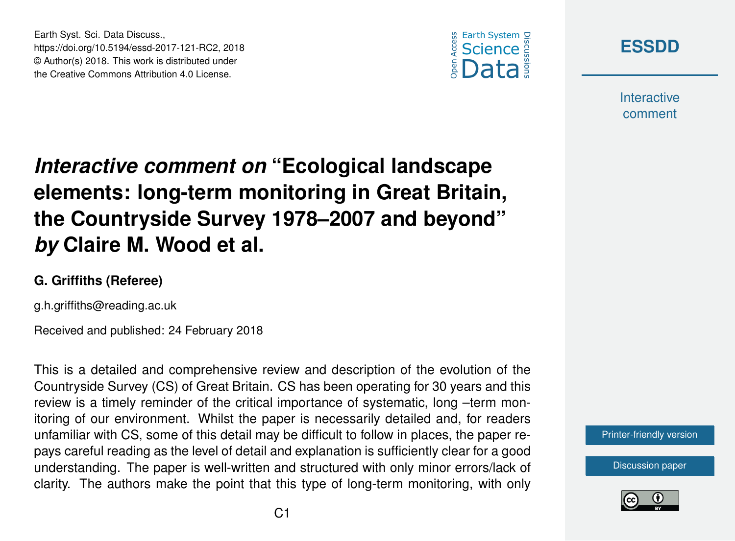Earth Syst. Sci. Data Discuss.,
https://doi.org/10.5194/essd-2017-121-RC2, 2018
© Author(s) 2018. This work is distributed under
the Creative Commons Attribution 4.0 License.

# *Interactive comment on* "Ecological landscape elements: long-term monitoring in Great Britain, the Countryside Survey 1978–2007 and beyond" *by* Claire M. Wood et al.

**G. Griffiths (Referee)**

g.h.griffiths@reading.ac.uk

Received and published: 24 February 2018

This is a detailed and comprehensive review and description of the evolution of the Countryside Survey (CS) of Great Britain. CS has been operating for 30 years and this review is a timely reminder of the critical importance of systematic, long –term monitoring of our environment. Whilst the paper is necessarily detailed and, for readers unfamiliar with CS, some of this detail may be difficult to follow in places, the paper repays careful reading as the level of detail and explanation is sufficiently clear for a good understanding. The paper is well-written and structured with only minor errors/lack of clarity. The authors make the point that this type of long-term monitoring, with only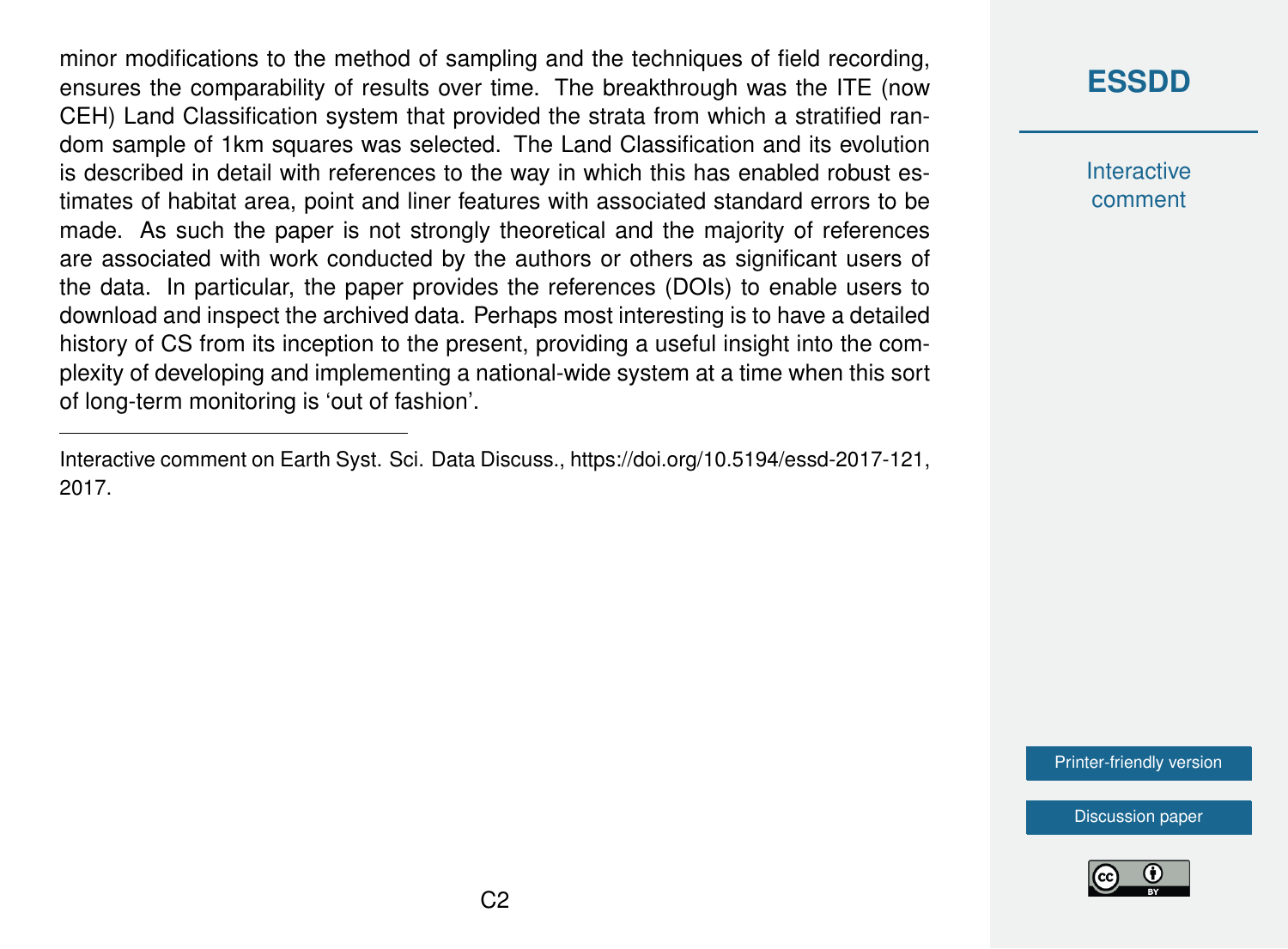minor modifications to the method of sampling and the techniques of field recording, ensures the comparability of results over time. The breakthrough was the ITE (now CEH) Land Classification system that provided the strata from which a stratified random sample of 1km squares was selected. The Land Classification and its evolution is described in detail with references to the way in which this has enabled robust estimates of habitat area, point and liner features with associated standard errors to be made. As such the paper is not strongly theoretical and the majority of references are associated with work conducted by the authors or others as significant users of the data. In particular, the paper provides the references (DOIs) to enable users to download and inspect the archived data. Perhaps most interesting is to have a detailed history of CS from its inception to the present, providing a useful insight into the complexity of developing and implementing a national-wide system at a time when this sort of long-term monitoring is 'out of fashion'.

---

Interactive comment on Earth Syst. Sci. Data Discuss., https://doi.org/10.5194/essd-2017-121, 2017.